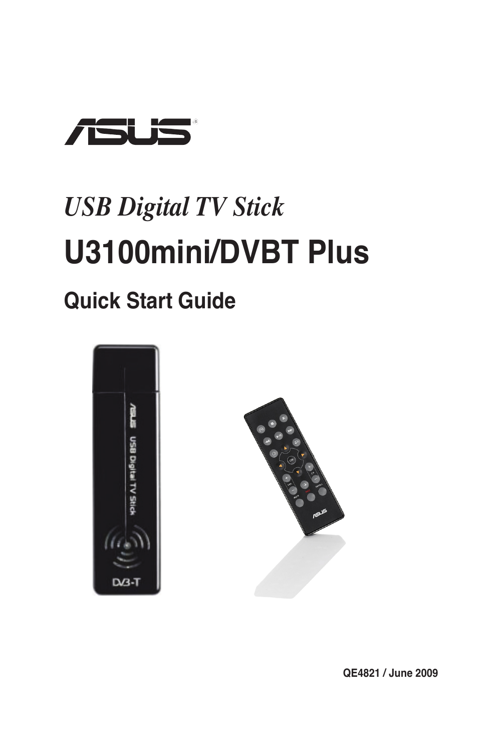ASUS

*USB Digital TV Stick*

# U3100mini/DVBT Plus

## Quick Start Guide

QE4821 / June 2009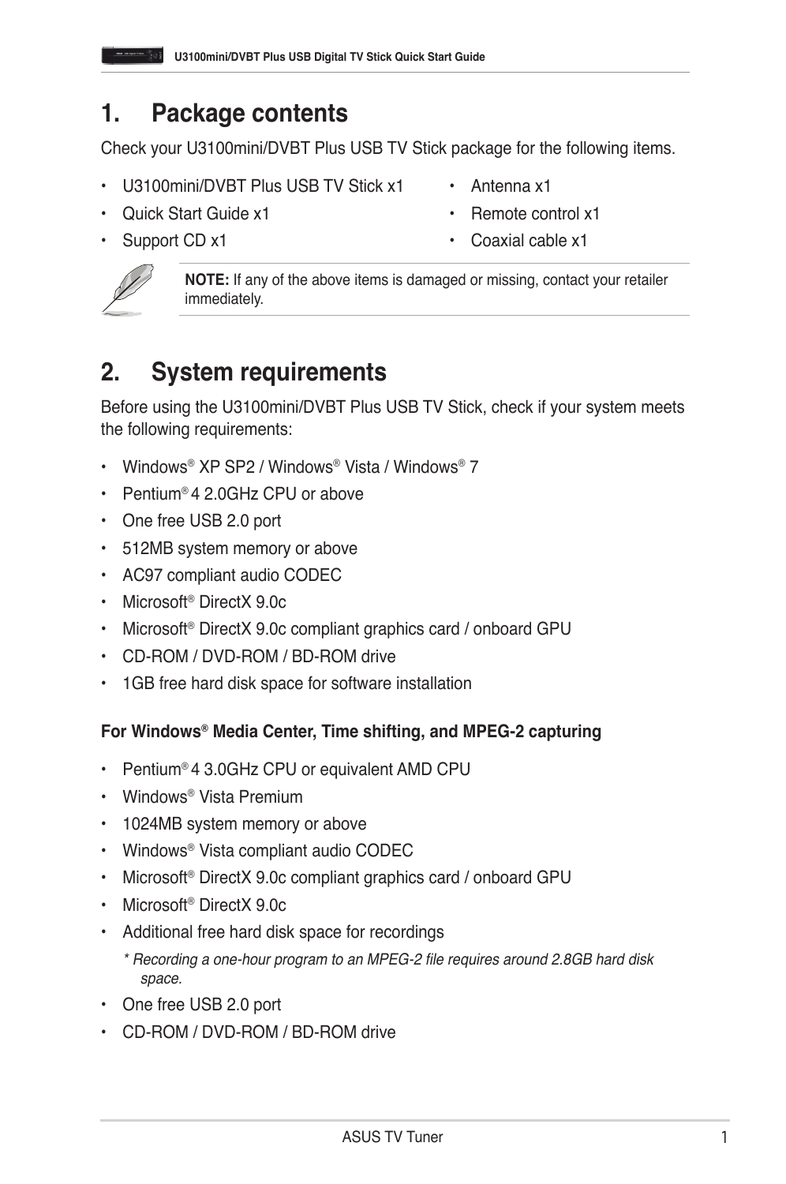# 1. Package contents

Check your U3100mini/DVBT Plus USB TV Stick package for the following items.

- U3100mini/DVBT Plus USB TV Stick x1
- Quick Start Guide x1
- Support CD x1
- Antenna x1
- Remote control x1
- Coaxial cable x1

**NOTE:** If any of the above items is damaged or missing, contact your retailer immediately.

# 2. System requirements

Before using the U3100mini/DVBT Plus USB TV Stick, check if your system meets the following requirements:

- Windows® XP SP2 / Windows® Vista / Windows® 7
- Pentium® 4 2.0GHz CPU or above
- One free USB 2.0 port
- 512MB system memory or above
- AC97 compliant audio CODEC
- Microsoft® DirectX 9.0c
- Microsoft® DirectX 9.0c compliant graphics card / onboard GPU
- CD-ROM / DVD-ROM / BD-ROM drive
- 1GB free hard disk space for software installation

**For Windows® Media Center, Time shifting, and MPEG-2 capturing**

- Pentium® 4 3.0GHz CPU or equivalent AMD CPU
- Windows® Vista Premium
- 1024MB system memory or above
- Windows® Vista compliant audio CODEC
- Microsoft® DirectX 9.0c compliant graphics card / onboard GPU
- Microsoft® DirectX 9.0c
- Additional free hard disk space for recordings

  *\* Recording a one-hour program to an MPEG-2 file requires around 2.8GB hard disk space.*

- One free USB 2.0 port
- CD-ROM / DVD-ROM / BD-ROM drive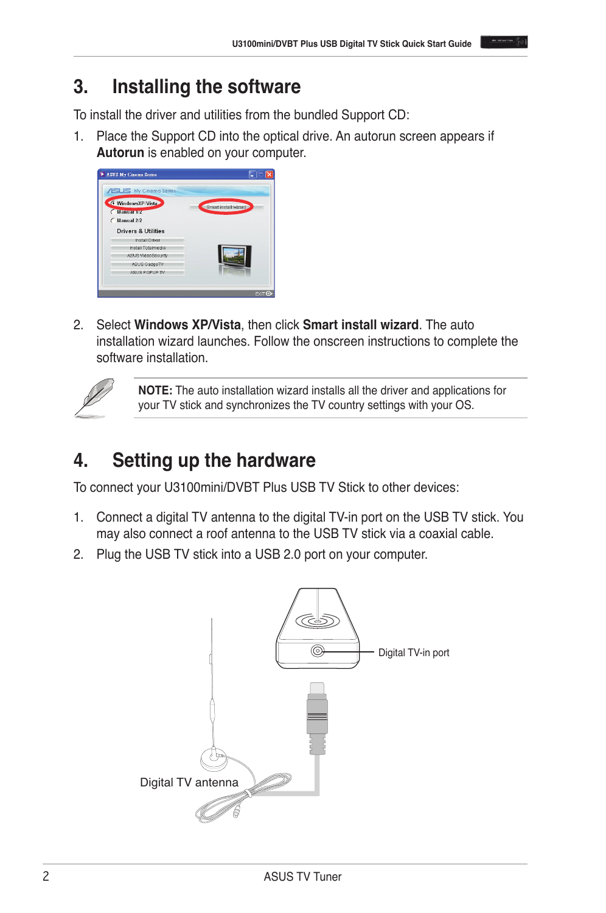# 3. Installing the software

To install the driver and utilities from the bundled Support CD:

1. Place the Support CD into the optical drive. An autorun screen appears if **Autorun** is enabled on your computer.

2. Select **Windows XP/Vista**, then click **Smart install wizard**. The auto installation wizard launches. Follow the onscreen instructions to complete the software installation.

**NOTE:** The auto installation wizard installs all the driver and applications for your TV stick and synchronizes the TV country settings with your OS.

# 4. Setting up the hardware

To connect your U3100mini/DVBT Plus USB TV Stick to other devices:

1. Connect a digital TV antenna to the digital TV-in port on the USB TV stick. You may also connect a roof antenna to the USB TV stick via a coaxial cable.
2. Plug the USB TV stick into a USB 2.0 port on your computer.

Digital TV-in port

Digital TV antenna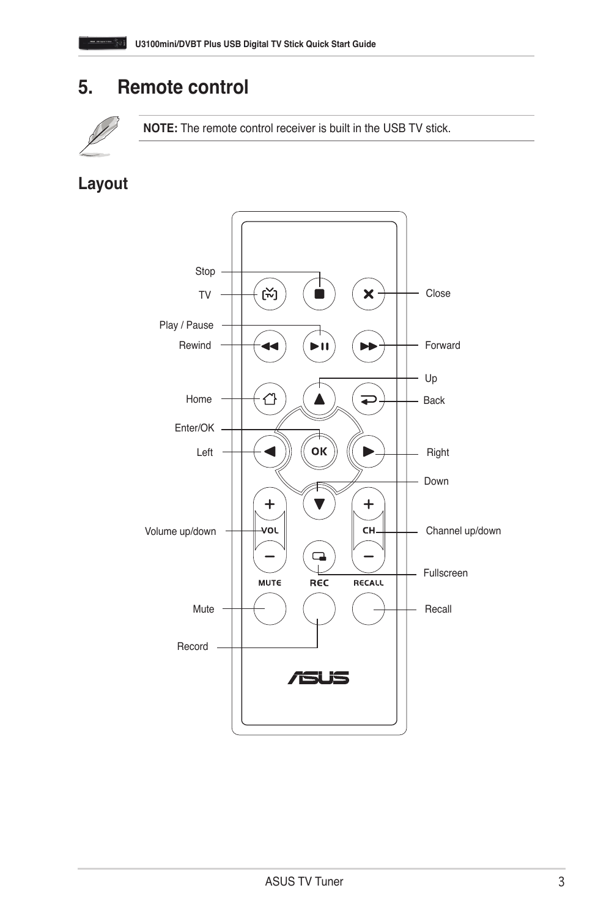# 5. Remote control

**NOTE:** The remote control receiver is built in the USB TV stick.

## Layout

Stop
TV
Play / Pause
Rewind
Home
Enter/OK
Left
Volume up/down
Mute
Record
Close
Forward
Up
Back
Right
Down
Channel up/down
Fullscreen
Recall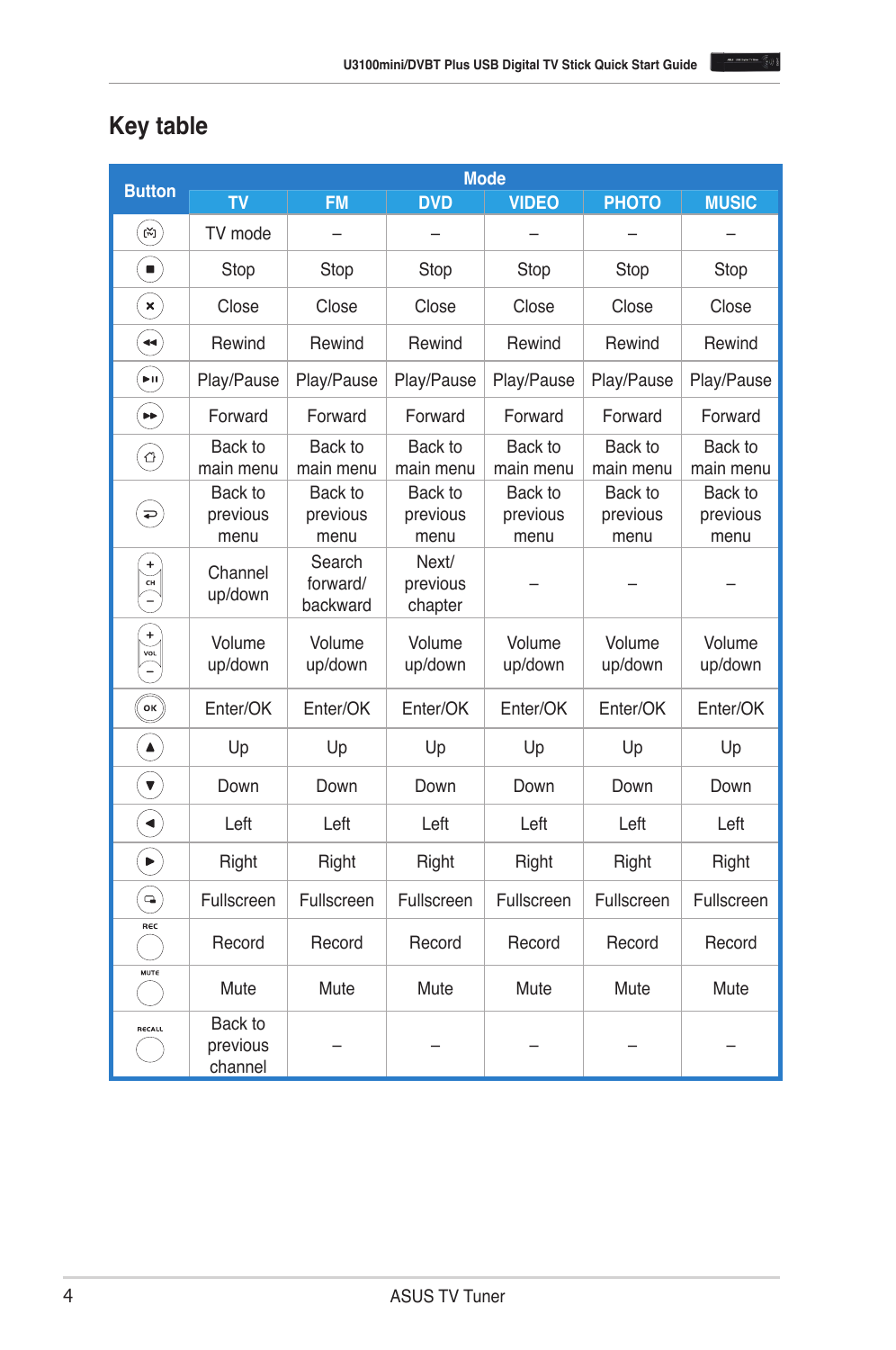## Key table

| Button | Mode | | | | | |
|---|---|---|---|---|---|---|
| | TV | FM | DVD | VIDEO | PHOTO | MUSIC |
| | TV mode | – | – | – | – | – |
| | Stop | Stop | Stop | Stop | Stop | Stop |
| | Close | Close | Close | Close | Close | Close |
| | Rewind | Rewind | Rewind | Rewind | Rewind | Rewind |
| | Play/Pause | Play/Pause | Play/Pause | Play/Pause | Play/Pause | Play/Pause |
| | Forward | Forward | Forward | Forward | Forward | Forward |
| | Back to main menu | Back to main menu | Back to main menu | Back to main menu | Back to main menu | Back to main menu |
| | Back to previous menu | Back to previous menu | Back to previous menu | Back to previous menu | Back to previous menu | Back to previous menu |
| + CH – | Channel up/down | Search forward/ backward | Next/ previous chapter | – | – | – |
| + VOL – | Volume up/down | Volume up/down | Volume up/down | Volume up/down | Volume up/down | Volume up/down |
| OK | Enter/OK | Enter/OK | Enter/OK | Enter/OK | Enter/OK | Enter/OK |
| | Up | Up | Up | Up | Up | Up |
| | Down | Down | Down | Down | Down | Down |
| | Left | Left | Left | Left | Left | Left |
| | Right | Right | Right | Right | Right | Right |
| | Fullscreen | Fullscreen | Fullscreen | Fullscreen | Fullscreen | Fullscreen |
| REC | Record | Record | Record | Record | Record | Record |
| MUTE | Mute | Mute | Mute | Mute | Mute | Mute |
| RECALL | Back to previous channel | – | – | – | – | – |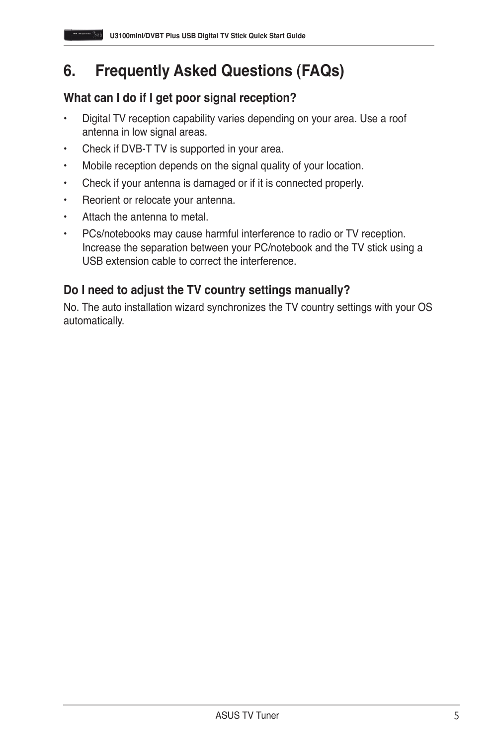# 6. Frequently Asked Questions (FAQs)

### What can I do if I get poor signal reception?

- Digital TV reception capability varies depending on your area. Use a roof antenna in low signal areas.
- Check if DVB-T TV is supported in your area.
- Mobile reception depends on the signal quality of your location.
- Check if your antenna is damaged or if it is connected properly.
- Reorient or relocate your antenna.
- Attach the antenna to metal.
- PCs/notebooks may cause harmful interference to radio or TV reception. Increase the separation between your PC/notebook and the TV stick using a USB extension cable to correct the interference.

### Do I need to adjust the TV country settings manually?

No. The auto installation wizard synchronizes the TV country settings with your OS automatically.